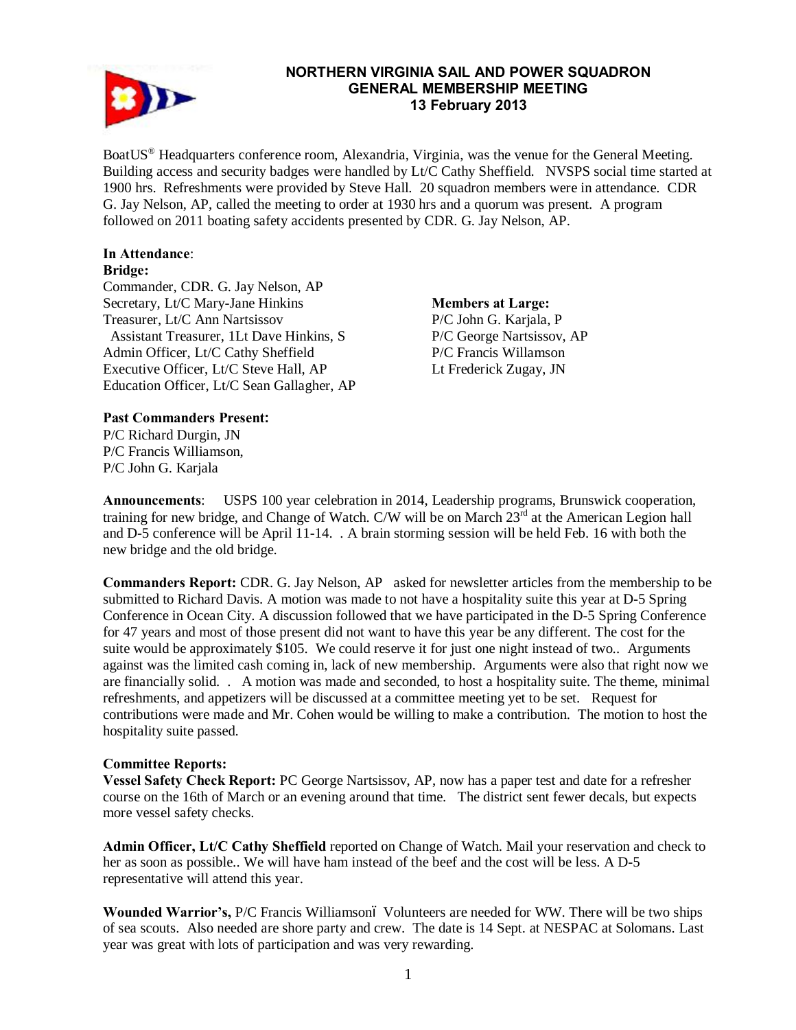# NORTHERN VIRGINIA SAIL AND POWER SQUADRON
## GENERAL MEMBERSHIP MEETING
### 13 February 2013

BoatUS® Headquarters conference room, Alexandria, Virginia, was the venue for the General Meeting. Building access and security badges were handled by Lt/C Cathy Sheffield. NVSPS social time started at 1900 hrs. Refreshments were provided by Steve Hall. 20 squadron members were in attendance. CDR G. Jay Nelson, AP, called the meeting to order at 1930 hrs and a quorum was present. A program followed on 2011 boating safety accidents presented by CDR. G. Jay Nelson, AP.

**In Attendance**:

**Bridge:**

Commander, CDR. G. Jay Nelson, AP
Secretary, Lt/C Mary-Jane Hinkins
Treasurer, Lt/C Ann Nartsissov
  Assistant Treasurer, 1Lt Dave Hinkins, S
Admin Officer, Lt/C Cathy Sheffield
Executive Officer, Lt/C Steve Hall, AP
Education Officer, Lt/C Sean Gallagher, AP

**Members at Large:**

P/C John G. Karjala, P
P/C George Nartsissov, AP
P/C Francis Willamson
Lt Frederick Zugay, JN

**Past Commanders Present:**

P/C Richard Durgin, JN
P/C Francis Williamson,
P/C John G. Karjala

**Announcements**: USPS 100 year celebration in 2014, Leadership programs, Brunswick cooperation, training for new bridge, and Change of Watch. C/W will be on March 23rd at the American Legion hall and D-5 conference will be April 11-14. . A brain storming session will be held Feb. 16 with both the new bridge and the old bridge.

**Commanders Report:** CDR. G. Jay Nelson, AP asked for newsletter articles from the membership to be submitted to Richard Davis. A motion was made to not have a hospitality suite this year at D-5 Spring Conference in Ocean City. A discussion followed that we have participated in the D-5 Spring Conference for 47 years and most of those present did not want to have this year be any different. The cost for the suite would be approximately $105. We could reserve it for just one night instead of two.. Arguments against was the limited cash coming in, lack of new membership. Arguments were also that right now we are financially solid. . A motion was made and seconded, to host a hospitality suite. The theme, minimal refreshments, and appetizers will be discussed at a committee meeting yet to be set. Request for contributions were made and Mr. Cohen would be willing to make a contribution. The motion to host the hospitality suite passed.

**Committee Reports:**

**Vessel Safety Check Report:** PC George Nartsissov, AP, now has a paper test and date for a refresher course on the 16th of March or an evening around that time. The district sent fewer decals, but expects more vessel safety checks.

**Admin Officer, Lt/C Cathy Sheffield** reported on Change of Watch. Mail your reservation and check to her as soon as possible.. We will have ham instead of the beef and the cost will be less. A D-5 representative will attend this year.

**Wounded Warrior's,** P/C Francis Williamson– Volunteers are needed for WW. There will be two ships of sea scouts. Also needed are shore party and crew. The date is 14 Sept. at NESPAC at Solomans. Last year was great with lots of participation and was very rewarding.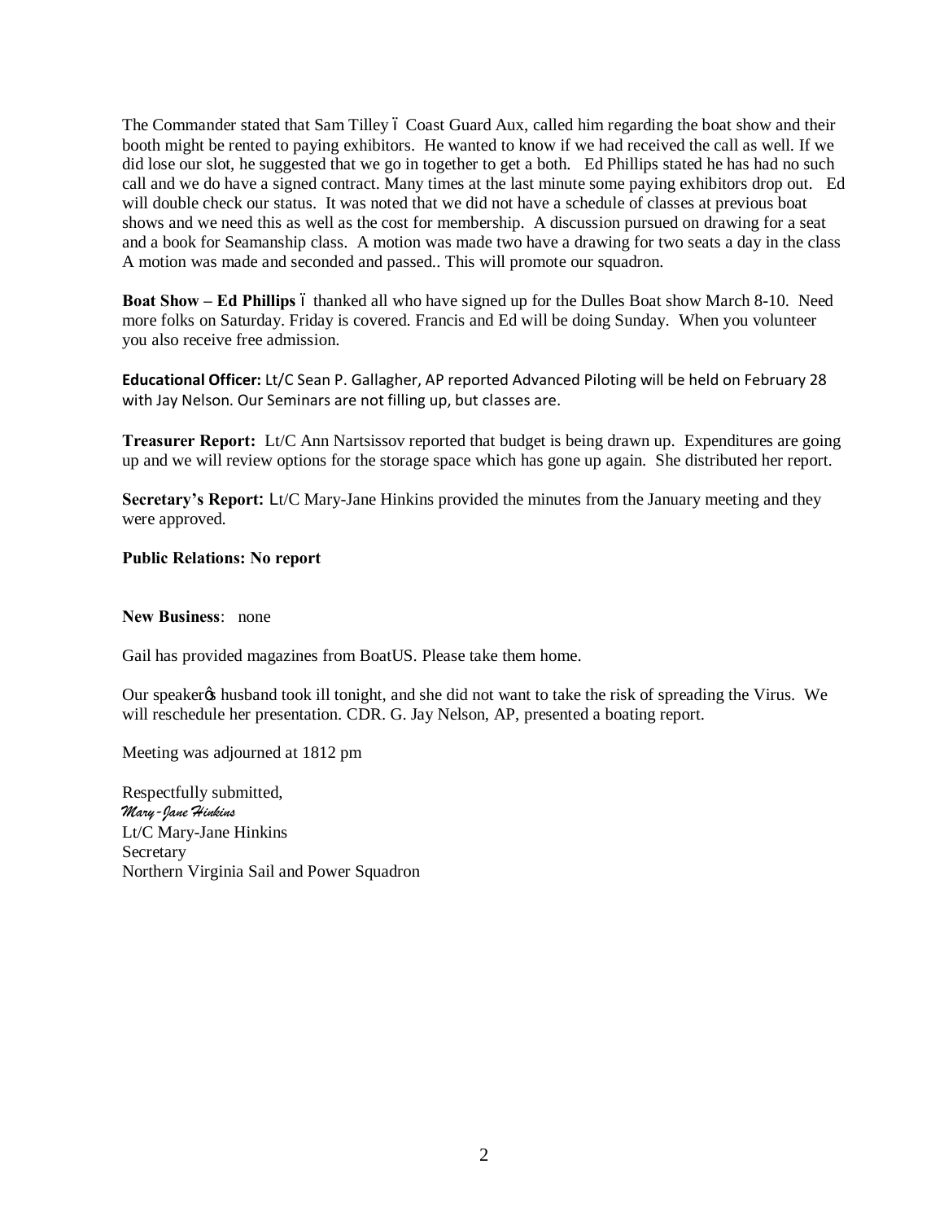The Commander stated that Sam Tilley ó Coast Guard Aux, called him regarding the boat show and their booth might be rented to paying exhibitors. He wanted to know if we had received the call as well. If we did lose our slot, he suggested that we go in together to get a both. Ed Phillips stated he has had no such call and we do have a signed contract. Many times at the last minute some paying exhibitors drop out. Ed will double check our status. It was noted that we did not have a schedule of classes at previous boat shows and we need this as well as the cost for membership. A discussion pursued on drawing for a seat and a book for Seamanship class. A motion was made two have a drawing for two seats a day in the class A motion was made and seconded and passed.. This will promote our squadron.

**Boat Show – Ed Phillips** ó thanked all who have signed up for the Dulles Boat show March 8-10. Need more folks on Saturday. Friday is covered. Francis and Ed will be doing Sunday. When you volunteer you also receive free admission.

**Educational Officer:** Lt/C Sean P. Gallagher, AP reported Advanced Piloting will be held on February 28 with Jay Nelson. Our Seminars are not filling up, but classes are.

**Treasurer Report:** Lt/C Ann Nartsissov reported that budget is being drawn up. Expenditures are going up and we will review options for the storage space which has gone up again. She distributed her report.

**Secretary's Report:** Lt/C Mary-Jane Hinkins provided the minutes from the January meeting and they were approved.

**Public Relations: No report**

**New Business**: none

Gail has provided magazines from BoatUS. Please take them home.

Our speaker�s husband took ill tonight, and she did not want to take the risk of spreading the Virus. We will reschedule her presentation. CDR. G. Jay Nelson, AP, presented a boating report.

Meeting was adjourned at 1812 pm

Respectfully submitted,
*Mary-Jane Hinkins*
Lt/C Mary-Jane Hinkins
Secretary
Northern Virginia Sail and Power Squadron